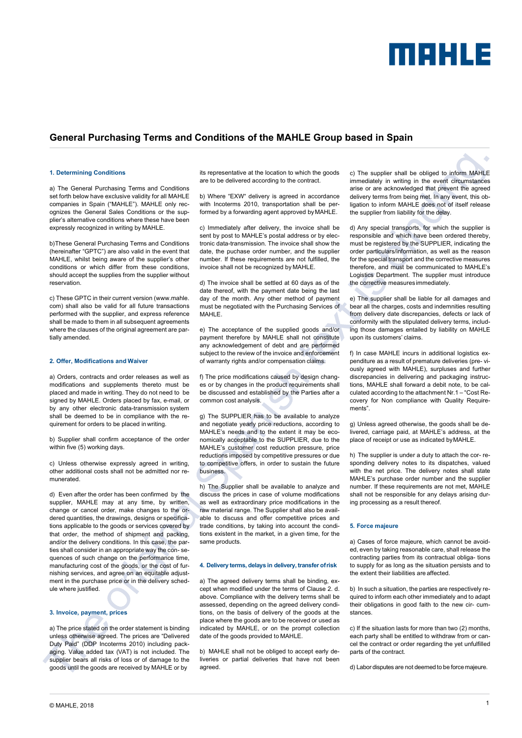# General Purchasing Terms and Conditions of the MAHLE Group based in Spain

## 1. Determining Conditions

a) The General Purchasing Terms and Conditions set forth below have exclusive validity for all MAHLE companies in Spain ("MAHLE"). MAHLE only recognizes the General Sales Conditions or the supplier's alternative conditions where these have been expressly recognized in writing by MAHLE.

b)These General Purchasing Terms and Conditions (hereinafter "GPTC") are also valid in the event that MAHLE, whilst being aware of the supplier's other conditions or which differ from these conditions, should accept the supplies from the supplier without reservation.

c) These GPTC in their current version (www.mahle.com) shall also be valid for all future transactions performed with the supplier, and express reference shall be made to them in all subsequent agreements where the clauses of the original agreement are partially amended.

## 2. Offer, Modifications and Waiver

a) Orders, contracts and order releases as well as modifications and supplements thereto must be placed and made in writing. They do not need to be signed by MAHLE. Orders placed by fax, e-mail, or by any other electronic data-transmission system shall be deemed to be in compliance with the requirement for orders to be placed in writing.

b) Supplier shall confirm acceptance of the order within five (5) working days.

c) Unless otherwise expressly agreed in writing, other additional costs shall not be admitted nor remunerated.

d) Even after the order has been confirmed by the supplier, MAHLE may at any time, by written, change or cancel order, make changes to the ordered quantities, the drawings, designs or specifications applicable to the goods or services covered by that order, the method of shipment and packing, and/or the delivery conditions. In this case, the parties shall consider in an appropriate way the consequences of such change on the performance time, manufacturing cost of the goods, or the cost of furnishing services, and agree on an equitable adjustment in the purchase price or in the delivery schedule where justified.

## 3. Invoice, payment, prices

a) The price stated on the order statement is binding unless otherwise agreed. The prices are "Delivered Duty Paid" (DDP Incoterms 2010) including packaging. Value added tax (VAT) is not included. The supplier bears all risks of loss or of damage to the goods until the goods are received by MAHLE or by its representative at the location to which the goods are to be delivered according to the contract.

b) Where "EXW" delivery is agreed in accordance with Incoterms 2010, transportation shall be performed by a forwarding agent approved by MAHLE.

c) Immediately after delivery, the invoice shall be sent by post to MAHLE's postal address or by electronic data-transmission. The invoice shall show the date, the puchase order number, and the supplier number. If these requirements are not fulfilled, the invoice shall not be recognized by MAHLE.

d) The invoice shall be settled at 60 days as of the date thereof, with the payment date being the last day of the month. Any other method of payment must be negotiated with the Purchasing Services of MAHLE.

e) The acceptance of the supplied goods and/or payment therefore by MAHLE shall not constitute any acknowledgement of debt and are performed subject to the review of the invoice and enforcement of warranty rights and/or compensation claims.

f) The price modifications caused by design changes or by changes in the product requirements shall be discussed and established by the Parties after a common cost analysis.

g) The SUPPLIER has to be available to analyze and negotiate yearly price reductions, according to MAHLE's needs and to the extent it may be economically acceptable to the SUPPLIER, due to the MAHLE's customer cost reduction pressure, price reductions imposed by competitive pressures or due to competitive offers, in order to sustain the future business.

h) The Supplier shall be available to analyze and discuss the prices in case of volume modifications as well as extraordinary price modifications in the raw material range. The Supplier shall also be available to discuss and offer competitive prices and trade conditions, by taking into account the conditions existent in the market, in a given time, for the same products.

## 4. Delivery terms, delays in delivery, transfer of risk

a) The agreed delivery terms shall be binding, except when modified under the terms of Clause 2. d. above. Compliance with the delivery terms shall be assessed, depending on the agreed delivery conditions, on the basis of delivery of the goods at the place where the goods are to be received or used as indicated by MAHLE, or on the prompt collection date of the goods provided to MAHLE.

b) MAHLE shall not be obliged to accept early deliveries or partial deliveries that have not been agreed.

c) The supplier shall be obliged to inform MAHLE immediately in writing in the event circumstances arise or are acknowledged that prevent the agreed delivery terms from being met. In any event, this obligation to inform MAHLE does not of itself release the supplier from liability for the delay.

d) Any special transports, for which the supplier is responsible and which have been ordered thereby, must be registered by the SUPPLIER, indicating the order particulars/information, as well as the reason for the special transport and the corrective measures therefore, and must be communicated to MAHLE's Logistics Department. The supplier must introduce the corrective measures immediately.

e) The supplier shall be liable for all damages and bear all the charges, costs and indemnities resulting from delivery date discrepancies, defects or lack of conformity with the stipulated delivery terms, including those damages entailed by liability on MAHLE upon its customers' claims.

f) In case MAHLE incurs in additional logistics expenditure as a result of premature deliveries (previously agreed with MAHLE), surpluses and further discrepancies in delivering and packaging instructions, MAHLE shall forward a debit note, to be calculated according to the attachment Nr.1 – "Cost Recovery for Non compliance with Quality Requirements".

g) Unless agreed otherwise, the goods shall be delivered, carriage paid, at MAHLE's address, at the place of receipt or use as indicated by MAHLE.

h) The supplier is under a duty to attach the corresponding delivery notes to its dispatches, valued with the net price. The delivery notes shall state MAHLE's purchase order number and the supplier number. If these requirements are not met, MAHLE shall not be responsible for any delays arising during processing as a result thereof.

## 5. Force majeure

a) Cases of force majeure, which cannot be avoided, even by taking reasonable care, shall release the contracting parties from its contractual obligations to supply for as long as the situation persists and to the extent their liabilities are affected.

b) In such a situation, the parties are respectively required to inform each other immediately and to adapt their obligations in good faith to the new circumstances.

c) If the situation lasts for more than two (2) months, each party shall be entitled to withdraw from or cancel the contract or order regarding the yet unfulfilled parts of the contract.

d) Labor disputes are not deemed to be force majeure.

© MAHLE, 2018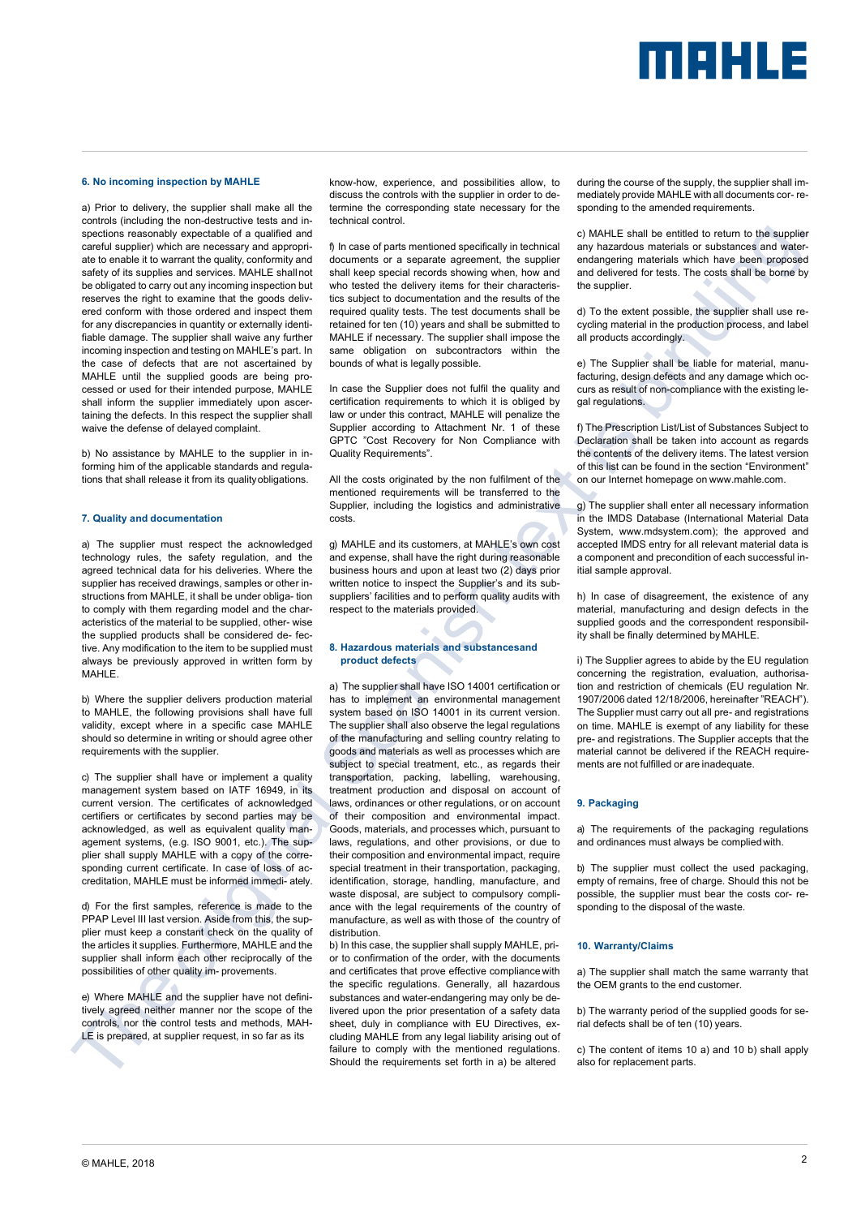## 6. No incoming inspection by MAHLE

a) Prior to delivery, the supplier shall make all the controls (including the non-destructive tests and inspections reasonably expectable of a qualified and careful supplier) which are necessary and appropriate to enable it to warrant the quality, conformity and safety of its supplies and services. MAHLE shall not be obligated to carry out any incoming inspection but reserves the right to examine that the goods delivered conform with those ordered and inspect them for any discrepancies in quantity or externally identifiable damage. The supplier shall waive any further incoming inspection and testing on MAHLE's part. In the case of defects that are not ascertained by MAHLE until the supplied goods are being processed or used for their intended purpose, MAHLE shall inform the supplier immediately upon ascertaining the defects. In this respect the supplier shall waive the defense of delayed complaint.

b) No assistance by MAHLE to the supplier in informing him of the applicable standards and regulations that shall release it from its quality obligations.

## 7. Quality and documentation

a) The supplier must respect the acknowledged technology rules, the safety regulation, and the agreed technical data for his deliveries. Where the supplier has received drawings, samples or other instructions from MAHLE, it shall be under obligation to comply with them regarding model and the characteristics of the material to be supplied, otherwise the supplied products shall be considered defective. Any modification to the item to be supplied must always be previously approved in written form by MAHLE.

b) Where the supplier delivers production material to MAHLE, the following provisions shall have full validity, except where in a specific case MAHLE should so determine in writing or should agree other requirements with the supplier.

c) The supplier shall have or implement a quality management system based on IATF 16949, in its current version. The certificates of acknowledged certifiers or certificates by second parties may be acknowledged, as well as equivalent quality management systems, (e.g. ISO 9001, etc.). The supplier shall supply MAHLE with a copy of the corresponding current certificate. In case of loss of accreditation, MAHLE must be informed immediately.

d) For the first samples, reference is made to the PPAP Level III last version. Aside from this, the supplier must keep a constant check on the quality of the articles it supplies. Furthermore, MAHLE and the supplier shall inform each other reciprocally of the possibilities of other quality improvements.

e) Where MAHLE and the supplier have not definitively agreed neither manner nor the scope of the controls, nor the control tests and methods, MAHLE is prepared, at supplier request, in so far as its know-how, experience, and possibilities allow, to discuss the controls with the supplier in order to determine the corresponding state necessary for the technical control.

f) In case of parts mentioned specifically in technical documents or a separate agreement, the supplier shall keep special records showing when, how and who tested the delivery items for their characteristics subject to documentation and the results of the required quality tests. The test documents shall be retained for ten (10) years and shall be submitted to MAHLE if necessary. The supplier shall impose the same obligation on subcontractors within the bounds of what is legally possible.

In case the Supplier does not fulfil the quality and certification requirements to which it is obliged by law or under this contract, MAHLE will penalize the Supplier according to Attachment Nr. 1 of these GPTC "Cost Recovery for Non Compliance with Quality Requirements".

All the costs originated by the non fulfilment of the mentioned requirements will be transferred to the Supplier, including the logistics and administrative costs.

g) MAHLE and its customers, at MAHLE's own cost and expense, shall have the right during reasonable business hours and upon at least two (2) days prior written notice to inspect the Supplier's and its subsuppliers' facilities and to perform quality audits with respect to the materials provided.

## 8. Hazardous materials and substancesand product defects

a) The supplier shall have ISO 14001 certification or has to implement an environmental management system based on ISO 14001 in its current version. The supplier shall also observe the legal regulations of the manufacturing and selling country relating to goods and materials as well as processes which are subject to special treatment, etc., as regards their transportation, packing, labelling, warehousing, treatment production and disposal on account of laws, ordinances or other regulations, or on account of their composition and environmental impact. Goods, materials, and processes which, pursuant to laws, regulations, and other provisions, or due to their composition and environmental impact, require special treatment in their transportation, packaging, identification, storage, handling, manufacture, and waste disposal, are subject to compulsory compliance with the legal requirements of the country of manufacture, as well as with those of the country of distribution.

b) In this case, the supplier shall supply MAHLE, prior to confirmation of the order, with the documents and certificates that prove effective compliance with the specific regulations. Generally, all hazardous substances and water-endangering may only be delivered upon the prior presentation of a safety data sheet, duly in compliance with EU Directives, excluding MAHLE from any legal liability arising out of failure to comply with the mentioned regulations. Should the requirements set forth in a) be altered during the course of the supply, the supplier shall immediately provide MAHLE with all documents corresponding to the amended requirements.

c) MAHLE shall be entitled to return to the supplier any hazardous materials or substances and water-endangering materials which have been proposed and delivered for tests. The costs shall be borne by the supplier.

d) To the extent possible, the supplier shall use recycling material in the production process, and label all products accordingly.

e) The Supplier shall be liable for material, manufacturing, design defects and any damage which occurs as result of non-compliance with the existing legal regulations.

f) The Prescription List/List of Substances Subject to Declaration shall be taken into account as regards the contents of the delivery items. The latest version of this list can be found in the section "Environment" on our Internet homepage on www.mahle.com.

g) The supplier shall enter all necessary information in the IMDS Database (International Material Data System, www.mdsystem.com); the approved and accepted IMDS entry for all relevant material data is a component and precondition of each successful initial sample approval.

h) In case of disagreement, the existence of any material, manufacturing and design defects in the supplied goods and the correspondent responsibility shall be finally determined by MAHLE.

i) The Supplier agrees to abide by the EU regulation concerning the registration, evaluation, authorisation and restriction of chemicals (EU regulation Nr. 1907/2006 dated 12/18/2006, hereinafter "REACH"). The Supplier must carry out all pre- and registrations on time. MAHLE is exempt of any liability for these pre- and registrations. The Supplier accepts that the material cannot be delivered if the REACH requirements are not fulfilled or are inadequate.

## 9. Packaging

a) The requirements of the packaging regulations and ordinances must always be complied with.

b) The supplier must collect the used packaging, empty of remains, free of charge. Should this not be possible, the supplier must bear the costs corresponding to the disposal of the waste.

## 10. Warranty/Claims

a) The supplier shall match the same warranty that the OEM grants to the end customer.

b) The warranty period of the supplied goods for serial defects shall be of ten (10) years.

c) The content of items 10 a) and 10 b) shall apply also for replacement parts.

© MAHLE, 2018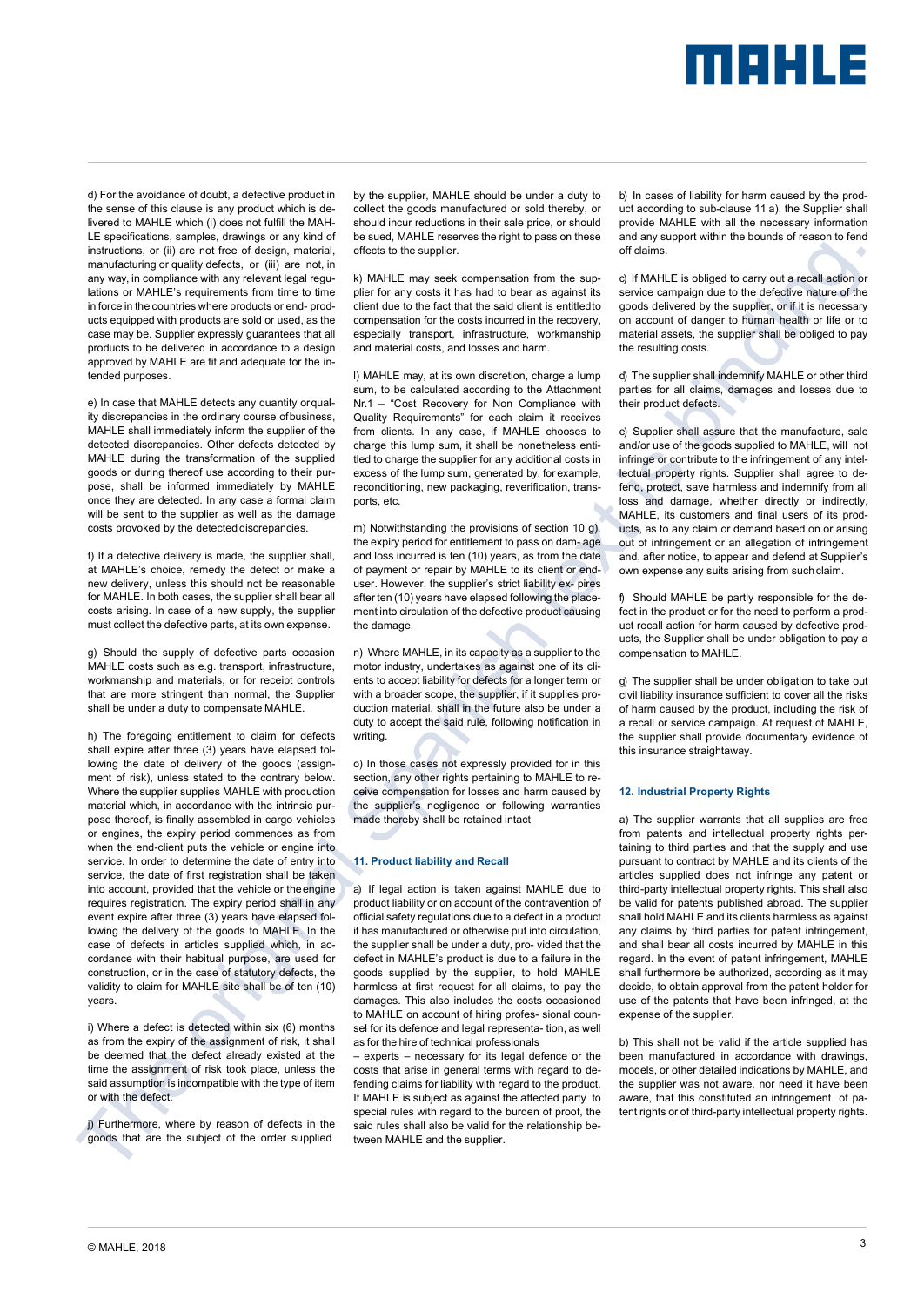d) For the avoidance of doubt, a defective product in the sense of this clause is any product which is delivered to MAHLE which (i) does not fulfill the MAHLE specifications, samples, drawings or any kind of instructions, or (ii) are not free of design, material, manufacturing or quality defects, or (iii) are not, in any way, in compliance with any relevant legal regulations or MAHLE's requirements from time to time in force in the countries where products or end- products equipped with products are sold or used, as the case may be. Supplier expressly guarantees that all products to be delivered in accordance to a design approved by MAHLE are fit and adequate for the intended purposes.

e) In case that MAHLE detects any quantity or quality discrepancies in the ordinary course of business, MAHLE shall immediately inform the supplier of the detected discrepancies. Other defects detected by MAHLE during the transformation of the supplied goods or during thereof use according to their purpose, shall be informed immediately by MAHLE once they are detected. In any case a formal claim will be sent to the supplier as well as the damage costs provoked by the detected discrepancies.

f) If a defective delivery is made, the supplier shall, at MAHLE's choice, remedy the defect or make a new delivery, unless this should not be reasonable for MAHLE. In both cases, the supplier shall bear all costs arising. In case of a new supply, the supplier must collect the defective parts, at its own expense.

g) Should the supply of defective parts occasion MAHLE costs such as e.g. transport, infrastructure, workmanship and materials, or for receipt controls that are more stringent than normal, the Supplier shall be under a duty to compensate MAHLE.

h) The foregoing entitlement to claim for defects shall expire after three (3) years have elapsed following the date of delivery of the goods (assignment of risk), unless stated to the contrary below. Where the supplier supplies MAHLE with production material which, in accordance with the intrinsic purpose thereof, is finally assembled in cargo vehicles or engines, the expiry period commences as from when the end-client puts the vehicle or engine into service. In order to determine the date of entry into service, the date of first registration shall be taken into account, provided that the vehicle or the engine requires registration. The expiry period shall in any event expire after three (3) years have elapsed following the delivery of the goods to MAHLE. In the case of defects in articles supplied which, in accordance with their habitual purpose, are used for construction, or in the case of statutory defects, the validity to claim for MAHLE site shall be of ten (10) years.

i) Where a defect is detected within six (6) months as from the expiry of the assignment of risk, it shall be deemed that the defect already existed at the time the assignment of risk took place, unless the said assumption is incompatible with the type of item or with the defect.

j) Furthermore, where by reason of defects in the goods that are the subject of the order supplied by the supplier, MAHLE should be under a duty to collect the goods manufactured or sold thereby, or should incur reductions in their sale price, or should be sued, MAHLE reserves the right to pass on these effects to the supplier.

k) MAHLE may seek compensation from the supplier for any costs it has had to bear as against its client due to the fact that the said client is entitled to compensation for the costs incurred in the recovery, especially transport, infrastructure, workmanship and material costs, and losses and harm.

l) MAHLE may, at its own discretion, charge a lump sum, to be calculated according to the Attachment Nr.1 – "Cost Recovery for Non Compliance with Quality Requirements" for each claim it receives from clients. In any case, if MAHLE chooses to charge this lump sum, it shall be nonetheless entitled to charge the supplier for any additional costs in excess of the lump sum, generated by, for example, reconditioning, new packaging, reverification, transports, etc.

m) Notwithstanding the provisions of section 10 g), the expiry period for entitlement to pass on dam- age and loss incurred is ten (10) years, as from the date of payment or repair by MAHLE to its client or end-user. However, the supplier's strict liability ex- pires after ten (10) years have elapsed following the placement into circulation of the defective product causing the damage.

n) Where MAHLE, in its capacity as a supplier to the motor industry, undertakes as against one of its clients to accept liability for defects for a longer term or with a broader scope, the supplier, if it supplies production material, shall in the future also be under a duty to accept the said rule, following notification in writing.

o) In those cases not expressly provided for in this section, any other rights pertaining to MAHLE to receive compensation for losses and harm caused by the supplier's negligence or following warranties made thereby shall be retained intact

## 11. Product liability and Recall

a) If legal action is taken against MAHLE due to product liability or on account of the contravention of official safety regulations due to a defect in a product it has manufactured or otherwise put into circulation, the supplier shall be under a duty, pro- vided that the defect in MAHLE's product is due to a failure in the goods supplied by the supplier, to hold MAHLE harmless at first request for all claims, to pay the damages. This also includes the costs occasioned to MAHLE on account of hiring profes- sional counsel for its defence and legal representa- tion, as well as for the hire of technical professionals – experts – necessary for its legal defence or the costs that arise in general terms with regard to defending claims for liability with regard to the product. If MAHLE is subject as against the affected party to special rules with regard to the burden of proof, the said rules shall also be valid for the relationship between MAHLE and the supplier.

b) In cases of liability for harm caused by the product according to sub-clause 11 a), the Supplier shall provide MAHLE with all the necessary information and any support within the bounds of reason to fend off claims.

c) If MAHLE is obliged to carry out a recall action or service campaign due to the defective nature of the goods delivered by the supplier, or if it is necessary on account of danger to human health or life or to material assets, the supplier shall be obliged to pay the resulting costs.

d) The supplier shall indemnify MAHLE or other third parties for all claims, damages and losses due to their product defects.

e) Supplier shall assure that the manufacture, sale and/or use of the goods supplied to MAHLE, will not infringe or contribute to the infringement of any intellectual property rights. Supplier shall agree to defend, protect, save harmless and indemnify from all loss and damage, whether directly or indirectly, MAHLE, its customers and final users of its products, as to any claim or demand based on or arising out of infringement or an allegation of infringement and, after notice, to appear and defend at Supplier's own expense any suits arising from such claim.

f) Should MAHLE be partly responsible for the defect in the product or for the need to perform a product recall action for harm caused by defective products, the Supplier shall be under obligation to pay a compensation to MAHLE.

g) The supplier shall be under obligation to take out civil liability insurance sufficient to cover all the risks of harm caused by the product, including the risk of a recall or service campaign. At request of MAHLE, the supplier shall provide documentary evidence of this insurance straightaway.

## 12. Industrial Property Rights

a) The supplier warrants that all supplies are free from patents and intellectual property rights pertaining to third parties and that the supply and use pursuant to contract by MAHLE and its clients of the articles supplied does not infringe any patent or third-party intellectual property rights. This shall also be valid for patents published abroad. The supplier shall hold MAHLE and its clients harmless as against any claims by third parties for patent infringement, and shall bear all costs incurred by MAHLE in this regard. In the event of patent infringement, MAHLE shall furthermore be authorized, according as it may decide, to obtain approval from the patent holder for use of the patents that have been infringed, at the expense of the supplier.

b) This shall not be valid if the article supplied has been manufactured in accordance with drawings, models, or other detailed indications by MAHLE, and the supplier was not aware, nor need it have been aware, that this constituted an infringement of patent rights or of third-party intellectual property rights.

© MAHLE, 2018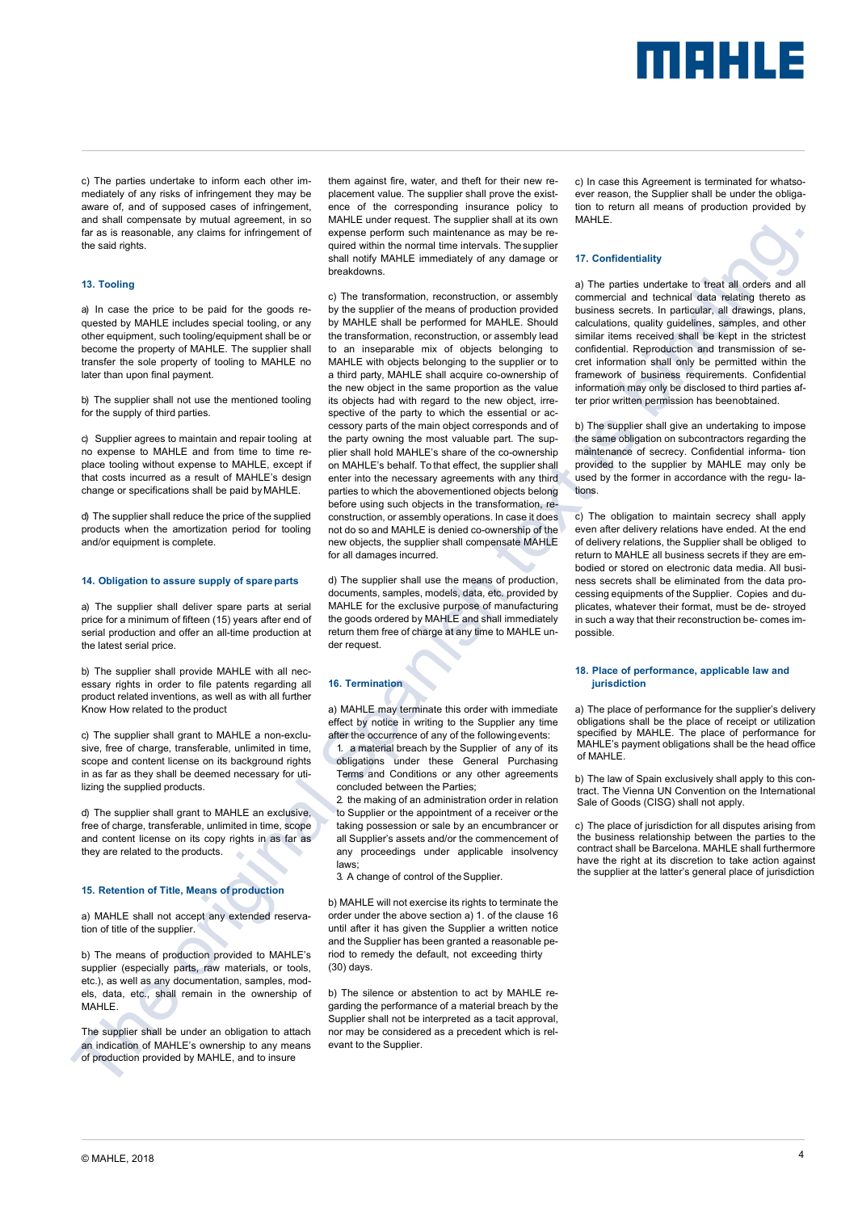c) The parties undertake to inform each other immediately of any risks of infringement they may be aware of, and of supposed cases of infringement, and shall compensate by mutual agreement, in so far as is reasonable, any claims for infringement of the said rights.

## 13. Tooling

a) In case the price to be paid for the goods requested by MAHLE includes special tooling, or any other equipment, such tooling/equipment shall be or become the property of MAHLE. The supplier shall transfer the sole property of tooling to MAHLE no later than upon final payment.

b) The supplier shall not use the mentioned tooling for the supply of third parties.

c) Supplier agrees to maintain and repair tooling at no expense to MAHLE and from time to time replace tooling without expense to MAHLE, except if that costs incurred as a result of MAHLE's design change or specifications shall be paid by MAHLE.

d) The supplier shall reduce the price of the supplied products when the amortization period for tooling and/or equipment is complete.

## 14. Obligation to assure supply of spare parts

a) The supplier shall deliver spare parts at serial price for a minimum of fifteen (15) years after end of serial production and offer an all-time production at the latest serial price.

b) The supplier shall provide MAHLE with all necessary rights in order to file patents regarding all product related inventions, as well as with all further Know How related to the product

c) The supplier shall grant to MAHLE a non-exclusive, free of charge, transferable, unlimited in time, scope and content license on its background rights in as far as they shall be deemed necessary for utilizing the supplied products.

d) The supplier shall grant to MAHLE an exclusive, free of charge, transferable, unlimited in time, scope and content license on its copy rights in as far as they are related to the products.

## 15. Retention of Title, Means of production

a) MAHLE shall not accept any extended reservation of title of the supplier.

b) The means of production provided to MAHLE's supplier (especially parts, raw materials, or tools, etc.), as well as any documentation, samples, models, data, etc., shall remain in the ownership of MAHLE.

The supplier shall be under an obligation to attach an indication of MAHLE's ownership to any means of production provided by MAHLE, and to insure them against fire, water, and theft for their new replacement value. The supplier shall prove the existence of the corresponding insurance policy to MAHLE under request. The supplier shall at its own expense perform such maintenance as may be required within the normal time intervals. The supplier shall notify MAHLE immediately of any damage or breakdowns.

c) The transformation, reconstruction, or assembly by the supplier of the means of production provided by MAHLE shall be performed for MAHLE. Should the transformation, reconstruction, or assembly lead to an inseparable mix of objects belonging to MAHLE with objects belonging to the supplier or to a third party, MAHLE shall acquire co-ownership of the new object in the same proportion as the value its objects had with regard to the new object, irrespective of the party to which the essential or accessory parts of the main object corresponds and of the party owning the most valuable part. The supplier shall hold MAHLE's share of the co-ownership on MAHLE's behalf. To that effect, the supplier shall enter into the necessary agreements with any third parties to which the abovementioned objects belong before using such objects in the transformation, reconstruction, or assembly operations. In case it does not do so and MAHLE is denied co-ownership of the new objects, the supplier shall compensate MAHLE for all damages incurred.

d) The supplier shall use the means of production, documents, samples, models, data, etc. provided by MAHLE for the exclusive purpose of manufacturing the goods ordered by MAHLE and shall immediately return them free of charge at any time to MAHLE under request.

## 16. Termination

a) MAHLE may terminate this order with immediate effect by notice in writing to the Supplier any time after the occurrence of any of the following events:

1. a material breach by the Supplier of any of its obligations under these General Purchasing Terms and Conditions or any other agreements concluded between the Parties;
2. the making of an administration order in relation to Supplier or the appointment of a receiver or the taking possession or sale by an encumbrancer or all Supplier's assets and/or the commencement of any proceedings under applicable insolvency laws;
3. A change of control of the Supplier.

b) MAHLE will not exercise its rights to terminate the order under the above section a) 1. of the clause 16 until after it has given the Supplier a written notice and the Supplier has been granted a reasonable period to remedy the default, not exceeding thirty (30) days.

b) The silence or abstention to act by MAHLE regarding the performance of a material breach by the Supplier shall not be interpreted as a tacit approval, nor may be considered as a precedent which is relevant to the Supplier.

c) In case this Agreement is terminated for whatsoever reason, the Supplier shall be under the obligation to return all means of production provided by MAHLE.

## 17. Confidentiality

a) The parties undertake to treat all orders and all commercial and technical data relating thereto as business secrets. In particular, all drawings, plans, calculations, quality guidelines, samples, and other similar items received shall be kept in the strictest confidential. Reproduction and transmission of secret information shall only be permitted within the framework of business requirements. Confidential information may only be disclosed to third parties after prior written permission has beenobtained.

b) The supplier shall give an undertaking to impose the same obligation on subcontractors regarding the maintenance of secrecy. Confidential information provided to the supplier by MAHLE may only be used by the former in accordance with the regulations.

c) The obligation to maintain secrecy shall apply even after delivery relations have ended. At the end of delivery relations, the Supplier shall be obliged to return to MAHLE all business secrets if they are embodied or stored on electronic data media. All business secrets shall be eliminated from the data processing equipments of the Supplier. Copies and duplicates, whatever their format, must be destroyed in such a way that their reconstruction becomes impossible.

## 18. Place of performance, applicable law and jurisdiction

a) The place of performance for the supplier's delivery obligations shall be the place of receipt or utilization specified by MAHLE. The place of performance for MAHLE's payment obligations shall be the head office of MAHLE.

b) The law of Spain exclusively shall apply to this contract. The Vienna UN Convention on the International Sale of Goods (CISG) shall not apply.

c) The place of jurisdiction for all disputes arising from the business relationship between the parties to the contract shall be Barcelona. MAHLE shall furthermore have the right at its discretion to take action against the supplier at the latter's general place of jurisdiction

© MAHLE, 2018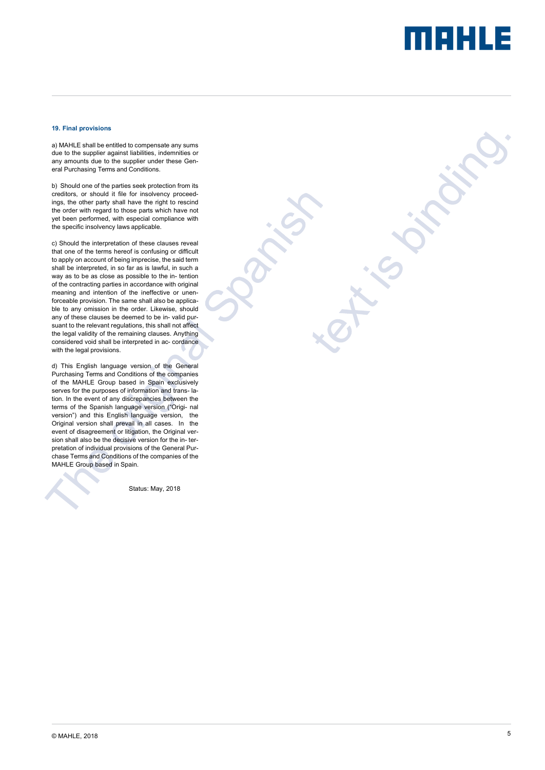## 19. Final provisions

a) MAHLE shall be entitled to compensate any sums due to the supplier against liabilities, indemnities or any amounts due to the supplier under these General Purchasing Terms and Conditions.

b) Should one of the parties seek protection from its creditors, or should it file for insolvency proceedings, the other party shall have the right to rescind the order with regard to those parts which have not yet been performed, with especial compliance with the specific insolvency laws applicable.

c) Should the interpretation of these clauses reveal that one of the terms hereof is confusing or difficult to apply on account of being imprecise, the said term shall be interpreted, in so far as is lawful, in such a way as to be as close as possible to the in- tention of the contracting parties in accordance with original meaning and intention of the ineffective or unenforceable provision. The same shall also be applicable to any omission in the order. Likewise, should any of these clauses be deemed to be in- valid pursuant to the relevant regulations, this shall not affect the legal validity of the remaining clauses. Anything considered void shall be interpreted in ac- cordance with the legal provisions.

d) This English language version of the General Purchasing Terms and Conditions of the companies of the MAHLE Group based in Spain exclusively serves for the purposes of information and trans- lation. In the event of any discrepancies between the terms of the Spanish language version ("Origi- nal version") and this English language version, the Original version shall prevail in all cases. In the event of disagreement or litigation, the Original version shall also be the decisive version for the in- terpretation of individual provisions of the General Purchase Terms and Conditions of the companies of the MAHLE Group based in Spain.

Status: May, 2018

The original Spanish text is binding.